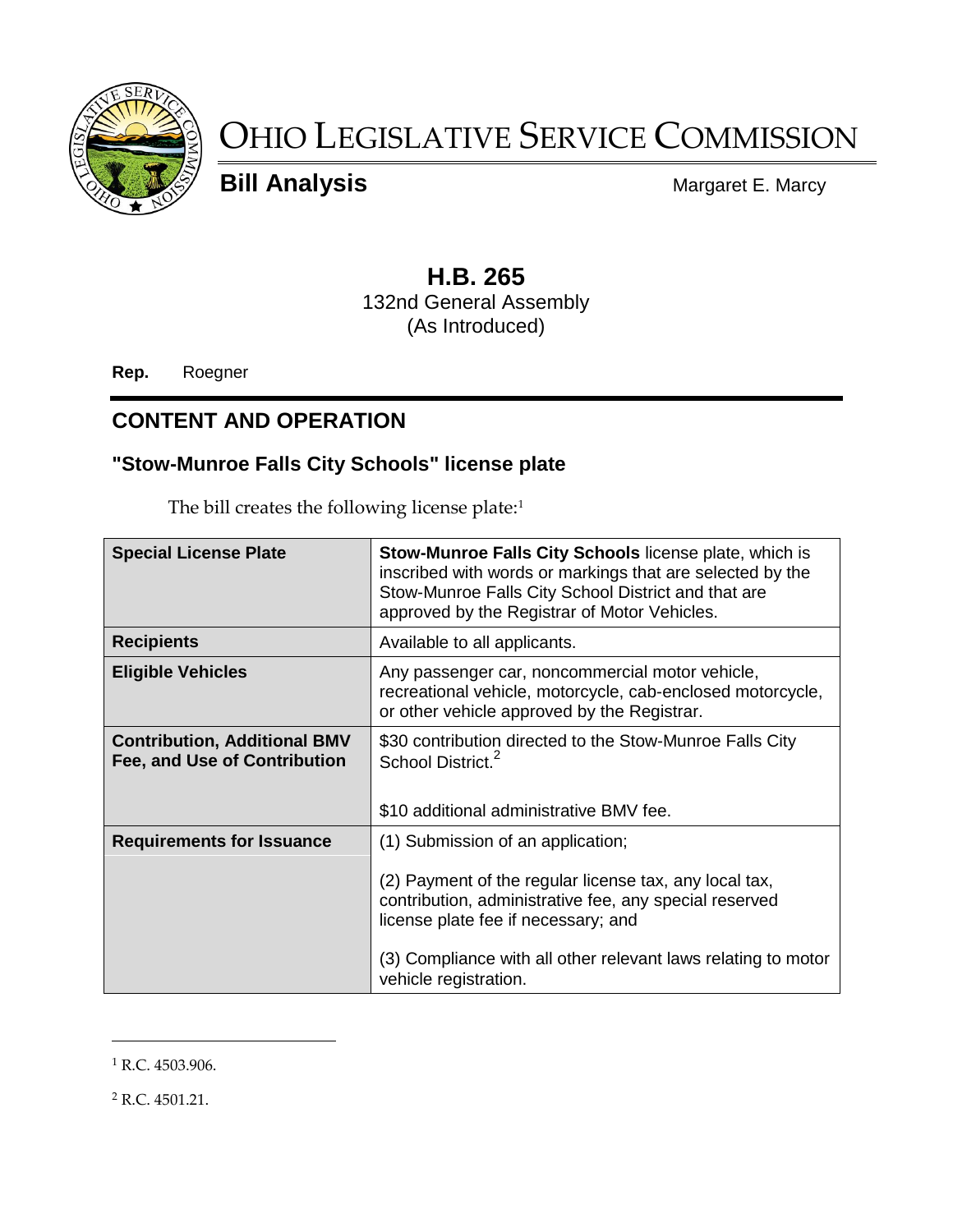# OHIO LEGISLATIVE SERVICE COMMISSION

**Bill Analysis** Margaret E. Marcy

## H.B. 265

132nd General Assembly
(As Introduced)

**Rep.** Roegner

## CONTENT AND OPERATION

### "Stow-Munroe Falls City Schools" license plate

The bill creates the following license plate:[1]

| | |
|---|---|
| **Special License Plate** | **Stow-Munroe Falls City Schools** license plate, which is inscribed with words or markings that are selected by the Stow-Munroe Falls City School District and that are approved by the Registrar of Motor Vehicles. |
| **Recipients** | Available to all applicants. |
| **Eligible Vehicles** | Any passenger car, noncommercial motor vehicle, recreational vehicle, motorcycle, cab-enclosed motorcycle, or other vehicle approved by the Registrar. |
| **Contribution, Additional BMV Fee, and Use of Contribution** | $30 contribution directed to the Stow-Munroe Falls City School District.[2]<br><br>$10 additional administrative BMV fee. |
| **Requirements for Issuance** | (1) Submission of an application;<br><br>(2) Payment of the regular license tax, any local tax, contribution, administrative fee, any special reserved license plate fee if necessary; and<br><br>(3) Compliance with all other relevant laws relating to motor vehicle registration. |

---

[1] R.C. 4503.906.

[2] R.C. 4501.21.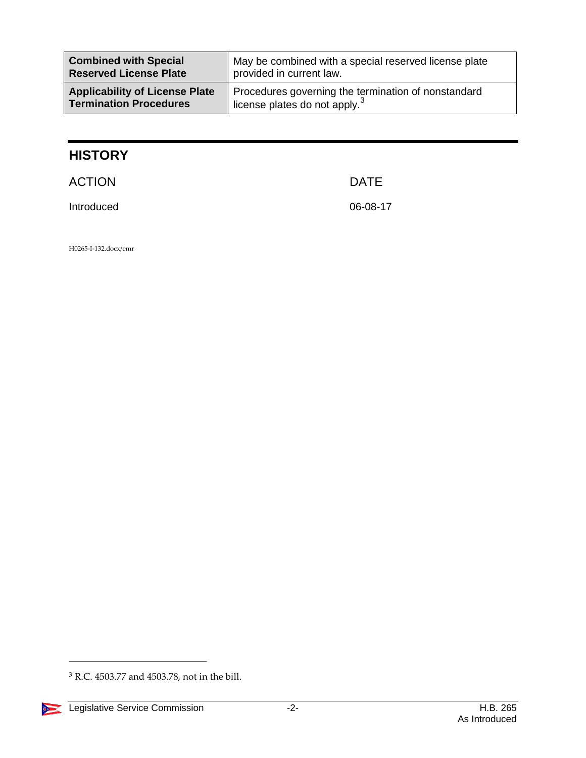| | |
|---|---|
| **Combined with Special Reserved License Plate** | May be combined with a special reserved license plate provided in current law. |
| **Applicability of License Plate Termination Procedures** | Procedures governing the termination of nonstandard license plates do not apply.[3] |

## HISTORY

| ACTION | DATE |
|---|---|
| Introduced | 06-08-17 |

H0265-I-132.docx/emr

[3] R.C. 4503.77 and 4503.78, not in the bill.